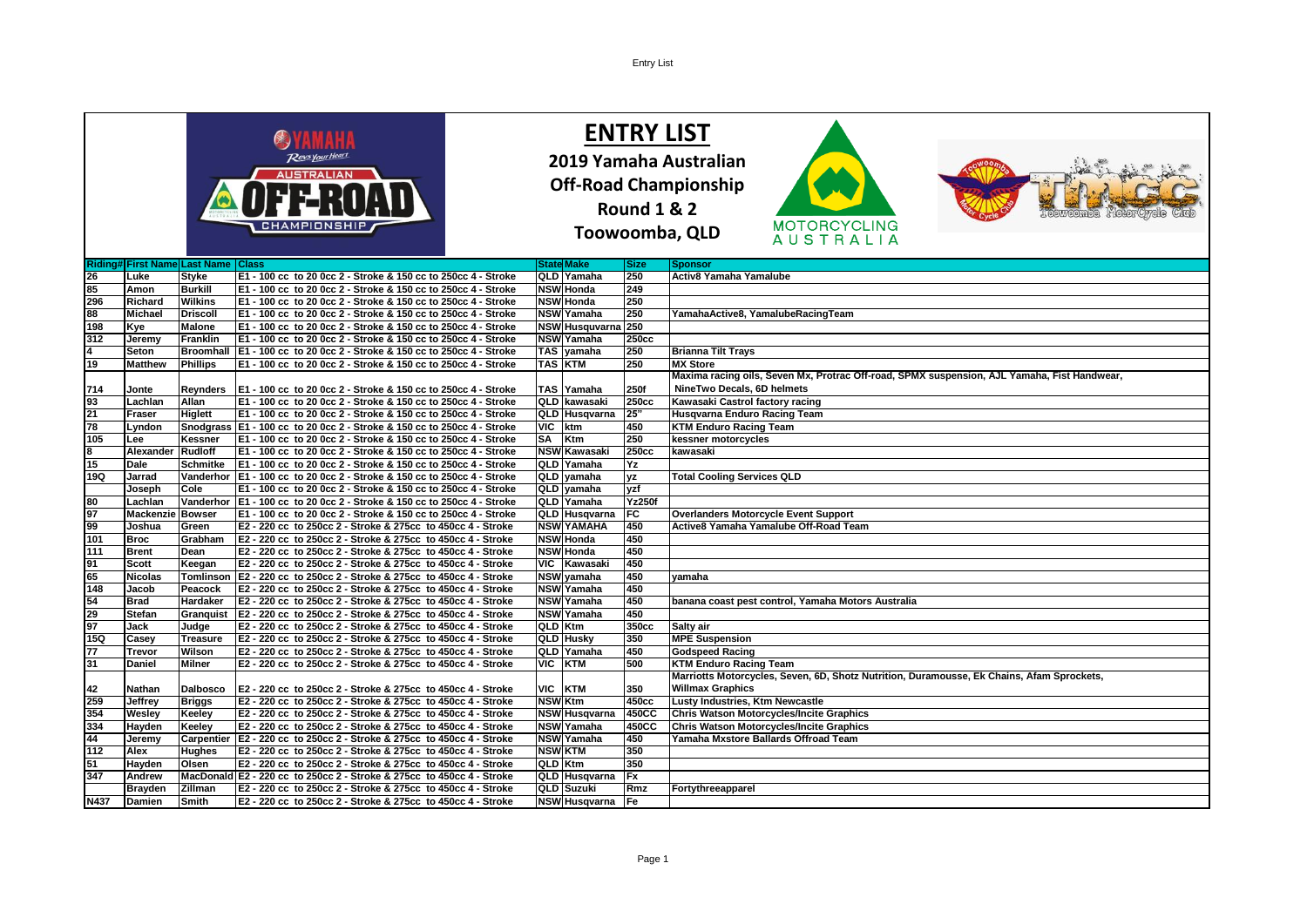# ENTRY LIST

**2019 Yamaha Australian Off-Road Championship**

**Round 1 & 2**

**Toowoomba, QLD**

| Riding# | First Name | Last Name | Class | State | Make | Size | Sponsor |
|---|---|---|---|---|---|---|---|
| 26 | Luke | Styke | E1 - 100 cc to 20 0cc 2 - Stroke & 150 cc to 250cc 4 - Stroke | QLD | Yamaha | 250 | Activ8 Yamaha Yamalube |
| 85 | Amon | Burkill | E1 - 100 cc to 20 0cc 2 - Stroke & 150 cc to 250cc 4 - Stroke | NSW | Honda | 249 | |
| 296 | Richard | Wilkins | E1 - 100 cc to 20 0cc 2 - Stroke & 150 cc to 250cc 4 - Stroke | NSW | Honda | 250 | |
| 88 | Michael | Driscoll | E1 - 100 cc to 20 0cc 2 - Stroke & 150 cc to 250cc 4 - Stroke | NSW | Yamaha | 250 | YamahaActive8, YamalubeRacingTeam |
| 198 | Kye | Malone | E1 - 100 cc to 20 0cc 2 - Stroke & 150 cc to 250cc 4 - Stroke | NSW | Husquvarna | 250 | |
| 312 | Jeremy | Franklin | E1 - 100 cc to 20 0cc 2 - Stroke & 150 cc to 250cc 4 - Stroke | NSW | Yamaha | 250cc | |
| 4 | Seton | Broomhall | E1 - 100 cc to 20 0cc 2 - Stroke & 150 cc to 250cc 4 - Stroke | TAS | yamaha | 250 | Brianna Tilt Trays |
| 19 | Matthew | Phillips | E1 - 100 cc to 20 0cc 2 - Stroke & 150 cc to 250cc 4 - Stroke | TAS | KTM | 250 | MX Store |
| 714 | Jonte | Reynders | E1 - 100 cc to 20 0cc 2 - Stroke & 150 cc to 250cc 4 - Stroke | TAS | Yamaha | 250f | Maxima racing oils, Seven Mx, Protrac Off-road, SPMX suspension, AJL Yamaha, Fist Handwear, NineTwo Decals, 6D helmets |
| 93 | Lachlan | Allan | E1 - 100 cc to 20 0cc 2 - Stroke & 150 cc to 250cc 4 - Stroke | QLD | kawasaki | 250cc | Kawasaki Castrol factory racing |
| 21 | Fraser | Higlett | E1 - 100 cc to 20 0cc 2 - Stroke & 150 cc to 250cc 4 - Stroke | QLD | Husqvarna | 25" | Husqvarna Enduro Racing Team |
| 78 | Lyndon | Snodgrass | E1 - 100 cc to 20 0cc 2 - Stroke & 150 cc to 250cc 4 - Stroke | VIC | ktm | 450 | KTM Enduro Racing Team |
| 105 | Lee | Kessner | E1 - 100 cc to 20 0cc 2 - Stroke & 150 cc to 250cc 4 - Stroke | SA | Ktm | 250 | kessner motorcycles |
| 8 | Alexander | Rudloff | E1 - 100 cc to 20 0cc 2 - Stroke & 150 cc to 250cc 4 - Stroke | NSW | Kawasaki | 250cc | kawasaki |
| 15 | Dale | Schmitke | E1 - 100 cc to 20 0cc 2 - Stroke & 150 cc to 250cc 4 - Stroke | QLD | Yamaha | Yz | |
| 19Q | Jarrad | Vanderhor | E1 - 100 cc to 20 0cc 2 - Stroke & 150 cc to 250cc 4 - Stroke | QLD | yamaha | yz | Total Cooling Services QLD |
| | Joseph | Cole | E1 - 100 cc to 20 0cc 2 - Stroke & 150 cc to 250cc 4 - Stroke | QLD | yamaha | yzf | |
| 80 | Lachlan | Vanderhor | E1 - 100 cc to 20 0cc 2 - Stroke & 150 cc to 250cc 4 - Stroke | QLD | Yamaha | Yz250f | |
| 97 | Mackenzie | Bowser | E1 - 100 cc to 20 0cc 2 - Stroke & 150 cc to 250cc 4 - Stroke | QLD | Husqvarna | FC | Overlanders Motorcycle Event Support |
| 99 | Joshua | Green | E2 - 220 cc to 250cc 2 - Stroke & 275cc to 450cc 4 - Stroke | NSW | YAMAHA | 450 | Active8 Yamaha Yamalube Off-Road Team |
| 101 | Broc | Grabham | E2 - 220 cc to 250cc 2 - Stroke & 275cc to 450cc 4 - Stroke | NSW | Honda | 450 | |
| 111 | Brent | Dean | E2 - 220 cc to 250cc 2 - Stroke & 275cc to 450cc 4 - Stroke | NSW | Honda | 450 | |
| 91 | Scott | Keegan | E2 - 220 cc to 250cc 2 - Stroke & 275cc to 450cc 4 - Stroke | VIC | Kawasaki | 450 | |
| 65 | Nicolas | Tomlinson | E2 - 220 cc to 250cc 2 - Stroke & 275cc to 450cc 4 - Stroke | NSW | yamaha | 450 | yamaha |
| 148 | Jacob | Peacock | E2 - 220 cc to 250cc 2 - Stroke & 275cc to 450cc 4 - Stroke | NSW | Yamaha | 450 | |
| 54 | Brad | Hardaker | E2 - 220 cc to 250cc 2 - Stroke & 275cc to 450cc 4 - Stroke | NSW | Yamaha | 450 | banana coast pest control, Yamaha Motors Australia |
| 29 | Stefan | Granquist | E2 - 220 cc to 250cc 2 - Stroke & 275cc to 450cc 4 - Stroke | NSW | Yamaha | 450 | |
| 97 | Jack | Judge | E2 - 220 cc to 250cc 2 - Stroke & 275cc to 450cc 4 - Stroke | QLD | Ktm | 350cc | Salty air |
| 15Q | Casey | Treasure | E2 - 220 cc to 250cc 2 - Stroke & 275cc to 450cc 4 - Stroke | QLD | Husky | 350 | MPE Suspension |
| 77 | Trevor | Wilson | E2 - 220 cc to 250cc 2 - Stroke & 275cc to 450cc 4 - Stroke | QLD | Yamaha | 450 | Godspeed Racing |
| 31 | Daniel | Milner | E2 - 220 cc to 250cc 2 - Stroke & 275cc to 450cc 4 - Stroke | VIC | KTM | 500 | KTM Enduro Racing Team |
| 42 | Nathan | Dalbosco | E2 - 220 cc to 250cc 2 - Stroke & 275cc to 450cc 4 - Stroke | VIC | KTM | 350 | Marriotts Motorcycles, Seven, 6D, Shotz Nutrition, Duramousse, Ek Chains, Afam Sprockets, Willmax Graphics |
| 259 | Jeffrey | Briggs | E2 - 220 cc to 250cc 2 - Stroke & 275cc to 450cc 4 - Stroke | NSW | Ktm | 450cc | Lusty Industries, Ktm Newcastle |
| 354 | Wesley | Keeley | E2 - 220 cc to 250cc 2 - Stroke & 275cc to 450cc 4 - Stroke | NSW | Husqvarna | 450CC | Chris Watson Motorcycles/Incite Graphics |
| 334 | Hayden | Keeley | E2 - 220 cc to 250cc 2 - Stroke & 275cc to 450cc 4 - Stroke | NSW | Yamaha | 450CC | Chris Watson Motorcycles/Incite Graphics |
| 44 | Jeremy | Carpentier | E2 - 220 cc to 250cc 2 - Stroke & 275cc to 450cc 4 - Stroke | NSW | Yamaha | 450 | Yamaha Mxstore Ballards Offroad Team |
| 112 | Alex | Hughes | E2 - 220 cc to 250cc 2 - Stroke & 275cc to 450cc 4 - Stroke | NSW | KTM | 350 | |
| 51 | Hayden | Olsen | E2 - 220 cc to 250cc 2 - Stroke & 275cc to 450cc 4 - Stroke | QLD | Ktm | 350 | |
| 347 | Andrew | MacDonald | E2 - 220 cc to 250cc 2 - Stroke & 275cc to 450cc 4 - Stroke | QLD | Husqvarna | Fx | |
| | Brayden | Zillman | E2 - 220 cc to 250cc 2 - Stroke & 275cc to 450cc 4 - Stroke | QLD | Suzuki | Rmz | Fortythreeapparel |
| N437 | Damien | Smith | E2 - 220 cc to 250cc 2 - Stroke & 275cc to 450cc 4 - Stroke | NSW | Husqvarna | Fe | |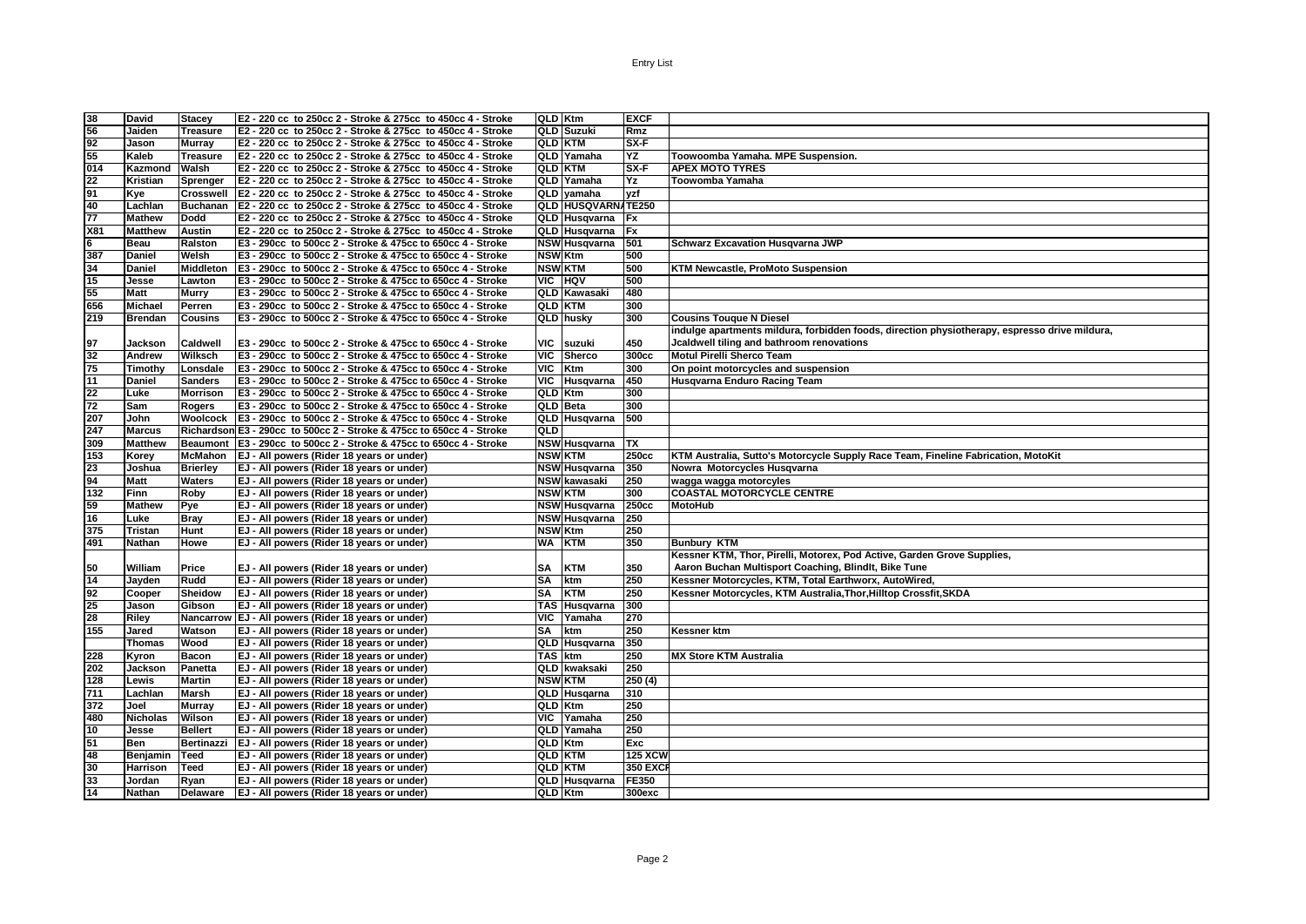| | | | | | | | |
|---|---|---|---|---|---|---|---|
| 38 | David | Stacey | E2 - 220 cc to 250cc 2 - Stroke & 275cc to 450cc 4 - Stroke | QLD | Ktm | EXCF | |
| 56 | Jaiden | Treasure | E2 - 220 cc to 250cc 2 - Stroke & 275cc to 450cc 4 - Stroke | QLD | Suzuki | Rmz | |
| 92 | Jason | Murray | E2 - 220 cc to 250cc 2 - Stroke & 275cc to 450cc 4 - Stroke | QLD | KTM | SX-F | |
| 55 | Kaleb | Treasure | E2 - 220 cc to 250cc 2 - Stroke & 275cc to 450cc 4 - Stroke | QLD | Yamaha | YZ | Toowoomba Yamaha. MPE Suspension. |
| 014 | Kazmond | Walsh | E2 - 220 cc to 250cc 2 - Stroke & 275cc to 450cc 4 - Stroke | QLD | KTM | SX-F | APEX MOTO TYRES |
| 22 | Kristian | Sprenger | E2 - 220 cc to 250cc 2 - Stroke & 275cc to 450cc 4 - Stroke | QLD | Yamaha | Yz | Toowomba Yamaha |
| 91 | Kye | Crosswell | E2 - 220 cc to 250cc 2 - Stroke & 275cc to 450cc 4 - Stroke | QLD | yamaha | yzf | |
| 40 | Lachlan | Buchanan | E2 - 220 cc to 250cc 2 - Stroke & 275cc to 450cc 4 - Stroke | QLD | HUSQVARNA | TE250 | |
| 77 | Mathew | Dodd | E2 - 220 cc to 250cc 2 - Stroke & 275cc to 450cc 4 - Stroke | QLD | Husqvarna | Fx | |
| X81 | Matthew | Austin | E2 - 220 cc to 250cc 2 - Stroke & 275cc to 450cc 4 - Stroke | QLD | Husqvarna | Fx | |
| 6 | Beau | Ralston | E3 - 290cc to 500cc 2 - Stroke & 475cc to 650cc 4 - Stroke | NSW | Husqvarna | 501 | Schwarz Excavation Husqvarna JWP |
| 387 | Daniel | Welsh | E3 - 290cc to 500cc 2 - Stroke & 475cc to 650cc 4 - Stroke | NSW | Ktm | 500 | |
| 34 | Daniel | Middleton | E3 - 290cc to 500cc 2 - Stroke & 475cc to 650cc 4 - Stroke | NSW | KTM | 500 | KTM Newcastle, ProMoto Suspension |
| 15 | Jesse | Lawton | E3 - 290cc to 500cc 2 - Stroke & 475cc to 650cc 4 - Stroke | VIC | HQV | 500 | |
| 55 | Matt | Murry | E3 - 290cc to 500cc 2 - Stroke & 475cc to 650cc 4 - Stroke | QLD | Kawasaki | 480 | |
| 656 | Michael | Perren | E3 - 290cc to 500cc 2 - Stroke & 475cc to 650cc 4 - Stroke | QLD | KTM | 300 | |
| 219 | Brendan | Cousins | E3 - 290cc to 500cc 2 - Stroke & 475cc to 650cc 4 - Stroke | QLD | husky | 300 | Cousins Touque N Diesel |
| 97 | Jackson | Caldwell | E3 - 290cc to 500cc 2 - Stroke & 475cc to 650cc 4 - Stroke | VIC | suzuki | 450 | indulge apartments mildura, forbidden foods, direction physiotherapy, espresso drive mildura, Jcaldwell tiling and bathroom renovations |
| 32 | Andrew | Wilksch | E3 - 290cc to 500cc 2 - Stroke & 475cc to 650cc 4 - Stroke | VIC | Sherco | 300cc | Motul Pirelli Sherco Team |
| 75 | Timothy | Lonsdale | E3 - 290cc to 500cc 2 - Stroke & 475cc to 650cc 4 - Stroke | VIC | Ktm | 300 | On point motorcycles and suspension |
| 11 | Daniel | Sanders | E3 - 290cc to 500cc 2 - Stroke & 475cc to 650cc 4 - Stroke | VIC | Husqvarna | 450 | Husqvarna Enduro Racing Team |
| 22 | Luke | Morrison | E3 - 290cc to 500cc 2 - Stroke & 475cc to 650cc 4 - Stroke | QLD | Ktm | 300 | |
| 72 | Sam | Rogers | E3 - 290cc to 500cc 2 - Stroke & 475cc to 650cc 4 - Stroke | QLD | Beta | 300 | |
| 207 | John | Woolcock | E3 - 290cc to 500cc 2 - Stroke & 475cc to 650cc 4 - Stroke | QLD | Husqvarna | 500 | |
| 247 | Marcus | Richardson | E3 - 290cc to 500cc 2 - Stroke & 475cc to 650cc 4 - Stroke | QLD | | | |
| 309 | Matthew | Beaumont | E3 - 290cc to 500cc 2 - Stroke & 475cc to 650cc 4 - Stroke | NSW | Husqvarna | TX | |
| 153 | Korey | McMahon | EJ - All powers (Rider 18 years or under) | NSW | KTM | 250cc | KTM Australia, Sutto's Motorcycle Supply Race Team, Fineline Fabrication, MotoKit |
| 23 | Joshua | Brierley | EJ - All powers (Rider 18 years or under) | NSW | Husqvarna | 350 | Nowra Motorcycles Husqvarna |
| 94 | Matt | Waters | EJ - All powers (Rider 18 years or under) | NSW | kawasaki | 250 | wagga wagga motorcyles |
| 132 | Finn | Roby | EJ - All powers (Rider 18 years or under) | NSW | KTM | 300 | COASTAL MOTORCYCLE CENTRE |
| 59 | Mathew | Pye | EJ - All powers (Rider 18 years or under) | NSW | Husqvarna | 250cc | MotoHub |
| 16 | Luke | Bray | EJ - All powers (Rider 18 years or under) | NSW | Husqvarna | 250 | |
| 375 | Tristan | Hunt | EJ - All powers (Rider 18 years or under) | NSW | Ktm | 250 | |
| 491 | Nathan | Howe | EJ - All powers (Rider 18 years or under) | WA | KTM | 350 | Bunbury KTM |
| 50 | William | Price | EJ - All powers (Rider 18 years or under) | SA | KTM | 350 | Kessner KTM, Thor, Pirelli, Motorex, Pod Active, Garden Grove Supplies, Aaron Buchan Multisport Coaching, Blindlt, Bike Tune |
| 14 | Jayden | Rudd | EJ - All powers (Rider 18 years or under) | SA | ktm | 250 | Kessner Motorcycles, KTM, Total Earthworx, AutoWired, |
| 92 | Cooper | Sheidow | EJ - All powers (Rider 18 years or under) | SA | KTM | 250 | Kessner Motorcycles, KTM Australia,Thor,Hilltop Crossfit,SKDA |
| 25 | Jason | Gibson | EJ - All powers (Rider 18 years or under) | TAS | Husqvarna | 300 | |
| 28 | Riley | Nancarrow | EJ - All powers (Rider 18 years or under) | VIC | Yamaha | 270 | |
| 155 | Jared | Watson | EJ - All powers (Rider 18 years or under) | SA | ktm | 250 | Kessner ktm |
| | Thomas | Wood | EJ - All powers (Rider 18 years or under) | QLD | Husqvarna | 350 | |
| 228 | Kyron | Bacon | EJ - All powers (Rider 18 years or under) | TAS | ktm | 250 | MX Store KTM Australia |
| 202 | Jackson | Panetta | EJ - All powers (Rider 18 years or under) | QLD | kwaksaki | 250 | |
| 128 | Lewis | Martin | EJ - All powers (Rider 18 years or under) | NSW | KTM | 250 (4) | |
| 711 | Lachlan | Marsh | EJ - All powers (Rider 18 years or under) | QLD | Husqarna | 310 | |
| 372 | Joel | Murray | EJ - All powers (Rider 18 years or under) | QLD | Ktm | 250 | |
| 480 | Nicholas | Wilson | EJ - All powers (Rider 18 years or under) | VIC | Yamaha | 250 | |
| 10 | Jesse | Bellert | EJ - All powers (Rider 18 years or under) | QLD | Yamaha | 250 | |
| 51 | Ben | Bertinazzi | EJ - All powers (Rider 18 years or under) | QLD | Ktm | Exc | |
| 48 | Benjamin | Teed | EJ - All powers (Rider 18 years or under) | QLD | KTM | 125 XCW | |
| 30 | Harrison | Teed | EJ - All powers (Rider 18 years or under) | QLD | KTM | 350 EXCF | |
| 33 | Jordan | Ryan | EJ - All powers (Rider 18 years or under) | QLD | Husqvarna | FE350 | |
| 14 | Nathan | Delaware | EJ - All powers (Rider 18 years or under) | QLD | Ktm | 300exc | |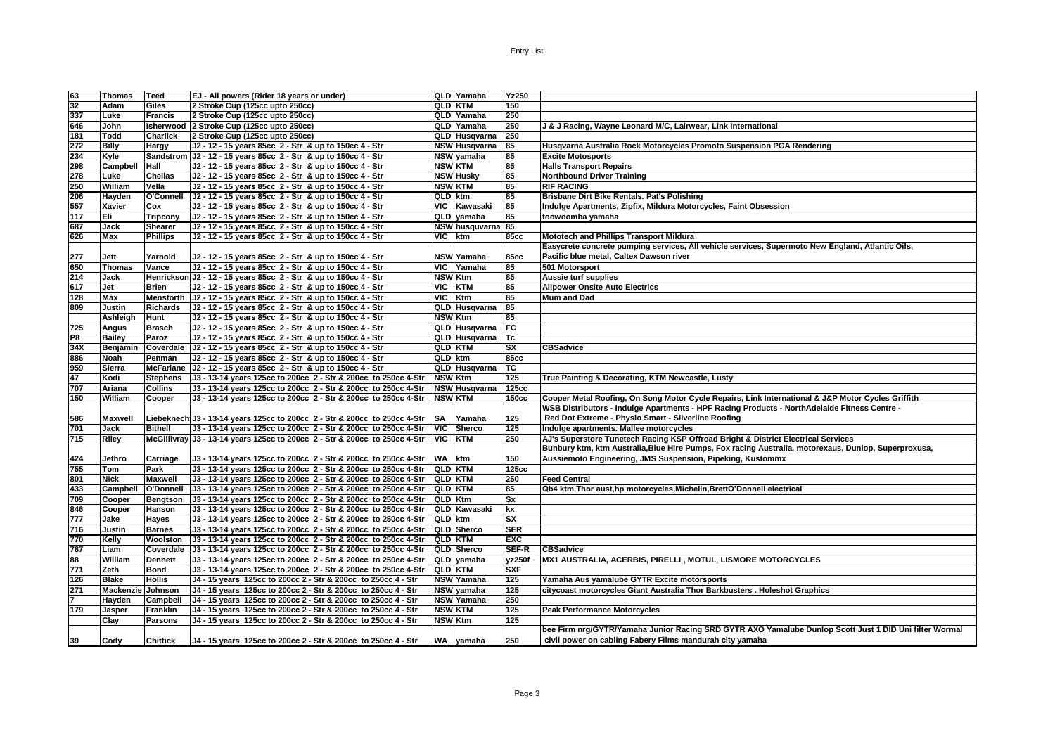| | | | | | | | |
|---|---|---|---|---|---|---|---|
| 63 | Thomas | Teed | EJ - All powers (Rider 18 years or under) | QLD | Yamaha | Yz250 | |
| 32 | Adam | Giles | 2 Stroke Cup (125cc upto 250cc) | QLD | KTM | 150 | |
| 337 | Luke | Francis | 2 Stroke Cup (125cc upto 250cc) | QLD | Yamaha | 250 | |
| 646 | John | Isherwood | 2 Stroke Cup (125cc upto 250cc) | QLD | Yamaha | 250 | J & J Racing, Wayne Leonard M/C, Lairwear, Link International |
| 181 | Todd | Charlick | 2 Stroke Cup (125cc upto 250cc) | QLD | Husqvarna | 250 | |
| 272 | Billy | Hargy | J2 - 12 - 15 years 85cc 2 - Str & up to 150cc 4 - Str | NSW | Husqvarna | 85 | Husqvarna Australia Rock Motorcycles Promoto Suspension PGA Rendering |
| 234 | Kyle | Sandstrom | J2 - 12 - 15 years 85cc 2 - Str & up to 150cc 4 - Str | NSW | yamaha | 85 | Excite Motosports |
| 298 | Campbell | Hall | J2 - 12 - 15 years 85cc 2 - Str & up to 150cc 4 - Str | NSW | KTM | 85 | Halls Transport Repairs |
| 278 | Luke | Chellas | J2 - 12 - 15 years 85cc 2 - Str & up to 150cc 4 - Str | NSW | Husky | 85 | Northbound Driver Training |
| 250 | William | Vella | J2 - 12 - 15 years 85cc 2 - Str & up to 150cc 4 - Str | NSW | KTM | 85 | RIF RACING |
| 206 | Hayden | O'Connell | J2 - 12 - 15 years 85cc 2 - Str & up to 150cc 4 - Str | QLD | ktm | 85 | Brisbane Dirt Bike Rentals. Pat's Polishing |
| 557 | Xavier | Cox | J2 - 12 - 15 years 85cc 2 - Str & up to 150cc 4 - Str | VIC | Kawasaki | 85 | Indulge Apartments, Zipfix, Mildura Motorcycles, Faint Obsession |
| 117 | Eli | Tripcony | J2 - 12 - 15 years 85cc 2 - Str & up to 150cc 4 - Str | QLD | yamaha | 85 | toowoomba yamaha |
| 687 | Jack | Shearer | J2 - 12 - 15 years 85cc 2 - Str & up to 150cc 4 - Str | NSW | husqvarna | 85 | |
| 626 | Max | Phillips | J2 - 12 - 15 years 85cc 2 - Str & up to 150cc 4 - Str | VIC | ktm | 85cc | Mototech and Phillips Transport Mildura |
| 277 | Jett | Yarnold | J2 - 12 - 15 years 85cc 2 - Str & up to 150cc 4 - Str | NSW | Yamaha | 85cc | Easycrete concrete pumping services, All vehicle services, Supermoto New England, Atlantic Oils, Pacific blue metal, Caltex Dawson river |
| 650 | Thomas | Vance | J2 - 12 - 15 years 85cc 2 - Str & up to 150cc 4 - Str | VIC | Yamaha | 85 | 501 Motorsport |
| 214 | Jack | Henrickson | J2 - 12 - 15 years 85cc 2 - Str & up to 150cc 4 - Str | NSW | Ktm | 85 | Aussie turf supplies |
| 617 | Jet | Brien | J2 - 12 - 15 years 85cc 2 - Str & up to 150cc 4 - Str | VIC | KTM | 85 | Allpower Onsite Auto Electrics |
| 128 | Max | Mensforth | J2 - 12 - 15 years 85cc 2 - Str & up to 150cc 4 - Str | VIC | Ktm | 85 | Mum and Dad |
| 809 | Justin | Richards | J2 - 12 - 15 years 85cc 2 - Str & up to 150cc 4 - Str | QLD | Husqvarna | 85 | |
| | Ashleigh | Hunt | J2 - 12 - 15 years 85cc 2 - Str & up to 150cc 4 - Str | NSW | Ktm | 85 | |
| 725 | Angus | Brasch | J2 - 12 - 15 years 85cc 2 - Str & up to 150cc 4 - Str | QLD | Husqvarna | FC | |
| P8 | Bailey | Paroz | J2 - 12 - 15 years 85cc 2 - Str & up to 150cc 4 - Str | QLD | Husqvarna | Tc | |
| 34X | Benjamin | Coverdale | J2 - 12 - 15 years 85cc 2 - Str & up to 150cc 4 - Str | QLD | KTM | SX | CBSadvice |
| 886 | Noah | Penman | J2 - 12 - 15 years 85cc 2 - Str & up to 150cc 4 - Str | QLD | ktm | 85cc | |
| 959 | Sierra | McFarlane | J2 - 12 - 15 years 85cc 2 - Str & up to 150cc 4 - Str | QLD | Husqvarna | TC | |
| 47 | Kodi | Stephens | J3 - 13-14 years 125cc to 200cc 2 - Str & 200cc to 250cc 4-Str | NSW | Ktm | 125 | True Painting & Decorating, KTM Newcastle, Lusty |
| 707 | Ariana | Collins | J3 - 13-14 years 125cc to 200cc 2 - Str & 200cc to 250cc 4-Str | NSW | Husqvarna | 125cc | |
| 150 | William | Cooper | J3 - 13-14 years 125cc to 200cc 2 - Str & 200cc to 250cc 4-Str | NSW | KTM | 150cc | Cooper Metal Roofing, On Song Motor Cycle Repairs, Link International & J&P Motor Cycles Griffith |
| 586 | Maxwell | Liebeknecht | J3 - 13-14 years 125cc to 200cc 2 - Str & 200cc to 250cc 4-Str | SA | Yamaha | 125 | WSB Distributors - Indulge Apartments - HPF Racing Products - NorthAdelaide Fitness Centre - Red Dot Extreme - Physio Smart - Silverline Roofing |
| 701 | Jack | Bithell | J3 - 13-14 years 125cc to 200cc 2 - Str & 200cc to 250cc 4-Str | VIC | Sherco | 125 | Indulge apartments. Mallee motorcycles |
| 715 | Riley | McGillivray | J3 - 13-14 years 125cc to 200cc 2 - Str & 200cc to 250cc 4-Str | VIC | KTM | 250 | AJ's Superstore Tunetech Racing KSP Offroad Bright & District Electrical Services |
| 424 | Jethro | Carriage | J3 - 13-14 years 125cc to 200cc 2 - Str & 200cc to 250cc 4-Str | WA | ktm | 150 | Bunbury ktm, ktm Australia,Blue Hire Pumps, Fox racing Australia, motorexaus, Dunlop, Superproxusa, Aussiemoto Engineering, JMS Suspension, Pipeking, Kustommx |
| 755 | Tom | Park | J3 - 13-14 years 125cc to 200cc 2 - Str & 200cc to 250cc 4-Str | QLD | KTM | 125cc | |
| 801 | Nick | Maxwell | J3 - 13-14 years 125cc to 200cc 2 - Str & 200cc to 250cc 4-Str | QLD | KTM | 250 | Feed Central |
| 433 | Campbell | O'Donnell | J3 - 13-14 years 125cc to 200cc 2 - Str & 200cc to 250cc 4-Str | QLD | KTM | 85 | Qb4 ktm,Thor aust,hp motorcycles,Michelin,BrettO'Donnell electrical |
| 709 | Cooper | Bengtson | J3 - 13-14 years 125cc to 200cc 2 - Str & 200cc to 250cc 4-Str | QLD | Ktm | Sx | |
| 846 | Cooper | Hanson | J3 - 13-14 years 125cc to 200cc 2 - Str & 200cc to 250cc 4-Str | QLD | Kawasaki | kx | |
| 777 | Jake | Hayes | J3 - 13-14 years 125cc to 200cc 2 - Str & 200cc to 250cc 4-Str | QLD | ktm | SX | |
| 716 | Justin | Barnes | J3 - 13-14 years 125cc to 200cc 2 - Str & 200cc to 250cc 4-Str | QLD | Sherco | SER | |
| 770 | Kelly | Woolston | J3 - 13-14 years 125cc to 200cc 2 - Str & 200cc to 250cc 4-Str | QLD | KTM | EXC | |
| 787 | Liam | Coverdale | J3 - 13-14 years 125cc to 200cc 2 - Str & 200cc to 250cc 4-Str | QLD | Sherco | SEF-R | CBSadvice |
| 88 | William | Dennett | J3 - 13-14 years 125cc to 200cc 2 - Str & 200cc to 250cc 4-Str | QLD | yamaha | yz250f | MX1 AUSTRALIA, ACERBIS, PIRELLI , MOTUL, LISMORE MOTORCYCLES |
| 771 | Zeth | Bond | J3 - 13-14 years 125cc to 200cc 2 - Str & 200cc to 250cc 4-Str | QLD | KTM | SXF | |
| 126 | Blake | Hollis | J4 - 15 years 125cc to 200cc 2 - Str & 200cc to 250cc 4 - Str | NSW | Yamaha | 125 | Yamaha Aus yamalube GYTR Excite motorsports |
| 271 | Mackenzie | Johnson | J4 - 15 years 125cc to 200cc 2 - Str & 200cc to 250cc 4 - Str | NSW | yamaha | 125 | citycoast motorcycles Giant Australia Thor Barkbusters . Holeshot Graphics |
| 7 | Hayden | Campbell | J4 - 15 years 125cc to 200cc 2 - Str & 200cc to 250cc 4 - Str | NSW | Yamaha | 250 | |
| 179 | Jasper | Franklin | J4 - 15 years 125cc to 200cc 2 - Str & 200cc to 250cc 4 - Str | NSW | KTM | 125 | Peak Performance Motorcycles |
| | Clay | Parsons | J4 - 15 years 125cc to 200cc 2 - Str & 200cc to 250cc 4 - Str | NSW | Ktm | 125 | |
| 39 | Cody | Chittick | J4 - 15 years 125cc to 200cc 2 - Str & 200cc to 250cc 4 - Str | WA | yamaha | 250 | bee Firm nrg/GYTR/Yamaha Junior Racing SRD GYTR AXO Yamalube Dunlop Scott Just 1 DID Uni filter Wormal civil power on cabling Fabery Films mandurah city yamaha |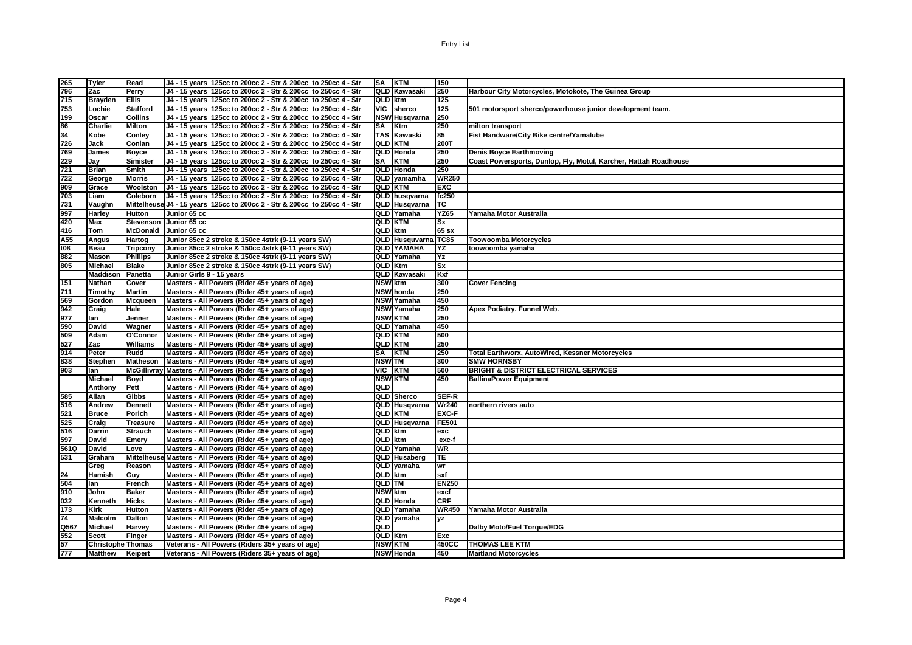| | | | | | | | |
|---|---|---|---|---|---|---|---|
| 265 | Tyler | Read | J4 - 15 years 125cc to 200cc 2 - Str & 200cc to 250cc 4 - Str | SA | KTM | 150 | |
| 796 | Zac | Perry | J4 - 15 years 125cc to 200cc 2 - Str & 200cc to 250cc 4 - Str | QLD | Kawasaki | 250 | Harbour City Motorcycles, Motokote, The Guinea Group |
| 715 | Brayden | Ellis | J4 - 15 years 125cc to 200cc 2 - Str & 200cc to 250cc 4 - Str | QLD | ktm | 125 | |
| 753 | Lochie | Stafford | J4 - 15 years 125cc to 200cc 2 - Str & 200cc to 250cc 4 - Str | VIC | sherco | 125 | 501 motorsport sherco/powerhouse junior development team. |
| 199 | Oscar | Collins | J4 - 15 years 125cc to 200cc 2 - Str & 200cc to 250cc 4 - Str | NSW | Husqvarna | 250 | |
| 86 | Charlie | Milton | J4 - 15 years 125cc to 200cc 2 - Str & 200cc to 250cc 4 - Str | SA | Ktm | 250 | milton transport |
| 34 | Kobe | Conley | J4 - 15 years 125cc to 200cc 2 - Str & 200cc to 250cc 4 - Str | TAS | Kawaski | 85 | Fist Handware/City Bike centre/Yamalube |
| 726 | Jack | Conlan | J4 - 15 years 125cc to 200cc 2 - Str & 200cc to 250cc 4 - Str | QLD | KTM | 200T | |
| 769 | James | Boyce | J4 - 15 years 125cc to 200cc 2 - Str & 200cc to 250cc 4 - Str | QLD | Honda | 250 | Denis Boyce Earthmoving |
| 229 | Jay | Simister | J4 - 15 years 125cc to 200cc 2 - Str & 200cc to 250cc 4 - Str | SA | KTM | 250 | Coast Powersports, Dunlop, Fly, Motul, Karcher, Hattah Roadhouse |
| 721 | Brian | Smith | J4 - 15 years 125cc to 200cc 2 - Str & 200cc to 250cc 4 - Str | QLD | Honda | 250 | |
| 722 | George | Morris | J4 - 15 years 125cc to 200cc 2 - Str & 200cc to 250cc 4 - Str | QLD | yamamha | WR250 | |
| 909 | Grace | Woolston | J4 - 15 years 125cc to 200cc 2 - Str & 200cc to 250cc 4 - Str | QLD | KTM | EXC | |
| 703 | Liam | Coleborn | J4 - 15 years 125cc to 200cc 2 - Str & 200cc to 250cc 4 - Str | QLD | husqvarna | fc250 | |
| 731 | Vaughn | Mittelheuse | J4 - 15 years 125cc to 200cc 2 - Str & 200cc to 250cc 4 - Str | QLD | Husqvarna | TC | |
| 997 | Harley | Hutton | Junior 65 cc | QLD | Yamaha | YZ65 | Yamaha Motor Australia |
| 420 | Max | Stevenson | Junior 65 cc | QLD | KTM | Sx | |
| 416 | Tom | McDonald | Junior 65 cc | QLD | ktm | 65 sx | |
| A55 | Angus | Hartog | Junior 85cc 2 stroke & 150cc 4strk (9-11 years SW) | QLD | Husquvarna | TC85 | Toowoomba Motorcycles |
| t08 | Beau | Tripcony | Junior 85cc 2 stroke & 150cc 4strk (9-11 years SW) | QLD | YAMAHA | YZ | toowoomba yamaha |
| 882 | Mason | Phillips | Junior 85cc 2 stroke & 150cc 4strk (9-11 years SW) | QLD | Yamaha | Yz | |
| 805 | Michael | Blake | Junior 85cc 2 stroke & 150cc 4strk (9-11 years SW) | QLD | Ktm | Sx | |
| | Maddison | Panetta | Junior Girls 9 - 15 years | QLD | Kawasaki | Kxf | |
| 151 | Nathan | Cover | Masters - All Powers (Rider 45+ years of age) | NSW | ktm | 300 | Cover Fencing |
| 711 | Timothy | Martin | Masters - All Powers (Rider 45+ years of age) | NSW | honda | 250 | |
| 569 | Gordon | Mcqueen | Masters - All Powers (Rider 45+ years of age) | NSW | Yamaha | 450 | |
| 942 | Craig | Hale | Masters - All Powers (Rider 45+ years of age) | NSW | Yamaha | 250 | Apex Podiatry. Funnel Web. |
| 977 | Ian | Jenner | Masters - All Powers (Rider 45+ years of age) | NSW | KTM | 250 | |
| 590 | David | Wagner | Masters - All Powers (Rider 45+ years of age) | QLD | Yamaha | 450 | |
| 509 | Adam | O'Connor | Masters - All Powers (Rider 45+ years of age) | QLD | KTM | 500 | |
| 527 | Zac | Williams | Masters - All Powers (Rider 45+ years of age) | QLD | KTM | 250 | |
| 914 | Peter | Rudd | Masters - All Powers (Rider 45+ years of age) | SA | KTM | 250 | Total Earthworx, AutoWired, Kessner Motorcycles |
| 838 | Stephen | Matheson | Masters - All Powers (Rider 45+ years of age) | NSW | TM | 300 | SMW HORNSBY |
| 903 | Ian | McGillivray | Masters - All Powers (Rider 45+ years of age) | VIC | KTM | 500 | BRIGHT & DISTRICT ELECTRICAL SERVICES |
| | Michael | Boyd | Masters - All Powers (Rider 45+ years of age) | NSW | KTM | 450 | BallinaPower Equipment |
| | Anthony | Pett | Masters - All Powers (Rider 45+ years of age) | QLD | | | |
| 585 | Allan | Gibbs | Masters - All Powers (Rider 45+ years of age) | QLD | Sherco | SEF-R | |
| 516 | Andrew | Dennett | Masters - All Powers (Rider 45+ years of age) | QLD | Husqvarna | Wr240 | northern rivers auto |
| 521 | Bruce | Porich | Masters - All Powers (Rider 45+ years of age) | QLD | KTM | EXC-F | |
| 525 | Craig | Treasure | Masters - All Powers (Rider 45+ years of age) | QLD | Husqvarna | FE501 | |
| 516 | Darrin | Strauch | Masters - All Powers (Rider 45+ years of age) | QLD | ktm | exc | |
| 597 | David | Emery | Masters - All Powers (Rider 45+ years of age) | QLD | ktm | exc-f | |
| 561Q | David | Love | Masters - All Powers (Rider 45+ years of age) | QLD | Yamaha | WR | |
| 531 | Graham | Mittelheuse | Masters - All Powers (Rider 45+ years of age) | QLD | Husaberg | TE | |
| | Greg | Reason | Masters - All Powers (Rider 45+ years of age) | QLD | yamaha | wr | |
| 24 | Hamish | Guy | Masters - All Powers (Rider 45+ years of age) | QLD | ktm | sxf | |
| 504 | Ian | French | Masters - All Powers (Rider 45+ years of age) | QLD | TM | EN250 | |
| 910 | John | Baker | Masters - All Powers (Rider 45+ years of age) | NSW | ktm | excf | |
| 032 | Kenneth | Hicks | Masters - All Powers (Rider 45+ years of age) | QLD | Honda | CRF | |
| 173 | Kirk | Hutton | Masters - All Powers (Rider 45+ years of age) | QLD | Yamaha | WR450 | Yamaha Motor Australia |
| 74 | Malcolm | Dalton | Masters - All Powers (Rider 45+ years of age) | QLD | yamaha | yz | |
| Q567 | Michael | Harvey | Masters - All Powers (Rider 45+ years of age) | QLD | | | Dalby Moto/Fuel Torque/EDG |
| 552 | Scott | Finger | Masters - All Powers (Rider 45+ years of age) | QLD | Ktm | Exc | |
| 57 | Christophe | Thomas | Veterans - All Powers (Riders 35+ years of age) | NSW | KTM | 450CC | THOMAS LEE KTM |
| 777 | Matthew | Keipert | Veterans - All Powers (Riders 35+ years of age) | NSW | Honda | 450 | Maitland Motorcycles |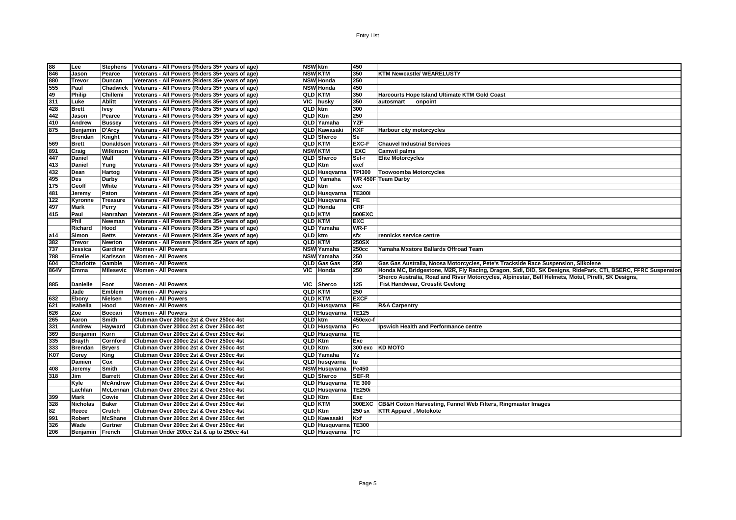| | | | | | | | |
|---|---|---|---|---|---|---|---|
| 88 | Lee | Stephens | Veterans - All Powers (Riders 35+ years of age) | NSW | ktm | 450 | |
| 846 | Jason | Pearce | Veterans - All Powers (Riders 35+ years of age) | NSW | KTM | 350 | KTM Newcastle/ WEARELUSTY |
| 880 | Trevor | Duncan | Veterans - All Powers (Riders 35+ years of age) | NSW | Honda | 250 | |
| 555 | Paul | Chadwick | Veterans - All Powers (Riders 35+ years of age) | NSW | Honda | 450 | |
| 49 | Philip | Chillemi | Veterans - All Powers (Riders 35+ years of age) | QLD | KTM | 350 | Harcourts Hope Island Ultimate KTM Gold Coast |
| 311 | Luke | Ablitt | Veterans - All Powers (Riders 35+ years of age) | VIC | husky | 350 | autosmart onpoint |
| 428 | Brett | Ivey | Veterans - All Powers (Riders 35+ years of age) | QLD | ktm | 300 | |
| 442 | Jason | Pearce | Veterans - All Powers (Riders 35+ years of age) | QLD | Ktm | 250 | |
| 410 | Andrew | Bussey | Veterans - All Powers (Riders 35+ years of age) | QLD | Yamaha | YZF | |
| 875 | Benjamin | D'Arcy | Veterans - All Powers (Riders 35+ years of age) | QLD | Kawasaki | KXF | Harbour city motorcycles |
| | Brendan | Knight | Veterans - All Powers (Riders 35+ years of age) | QLD | Sherco | Se | |
| 569 | Brett | Donaldson | Veterans - All Powers (Riders 35+ years of age) | QLD | KTM | EXC-F | Chauvel Industrial Services |
| 891 | Craig | Wilkinson | Veterans - All Powers (Riders 35+ years of age) | NSW | KTM | EXC | Camwil palms |
| 447 | Daniel | Wall | Veterans - All Powers (Riders 35+ years of age) | QLD | Sherco | Sef-r | Elite Motorcycles |
| 413 | Daniel | Yung | Veterans - All Powers (Riders 35+ years of age) | QLD | Ktm | excf | |
| 432 | Dean | Hartog | Veterans - All Powers (Riders 35+ years of age) | QLD | Husqvarna | TPI300 | Toowoomba Motorcycles |
| 495 | Des | Darby | Veterans - All Powers (Riders 35+ years of age) | QLD | Yamaha | WR 450F | Team Darby |
| 175 | Geoff | White | Veterans - All Powers (Riders 35+ years of age) | QLD | ktm | exc | |
| 481 | Jeremy | Paton | Veterans - All Powers (Riders 35+ years of age) | QLD | Husqvarna | TE300i | |
| 122 | Kyronne | Treasure | Veterans - All Powers (Riders 35+ years of age) | QLD | Husqvarna | FE | |
| 497 | Mark | Perry | Veterans - All Powers (Riders 35+ years of age) | QLD | Honda | CRF | |
| 415 | Paul | Hanrahan | Veterans - All Powers (Riders 35+ years of age) | QLD | KTM | 500EXC | |
| | Phil | Newman | Veterans - All Powers (Riders 35+ years of age) | QLD | KTM | EXC | |
| | Richard | Hood | Veterans - All Powers (Riders 35+ years of age) | QLD | Yamaha | WR-F | |
| a14 | Simon | Betts | Veterans - All Powers (Riders 35+ years of age) | QLD | ktm | sfx | rennicks service centre |
| 382 | Trevor | Newton | Veterans - All Powers (Riders 35+ years of age) | QLD | KTM | 250SX | |
| 737 | Jessica | Gardiner | Women - All Powers | NSW | Yamaha | 250cc | Yamaha Mxstore Ballards Offroad Team |
| 788 | Emelie | Karlsson | Women - All Powers | NSW | Yamaha | 250 | |
| 604 | Charlotte | Gamble | Women - All Powers | QLD | Gas Gas | 250 | Gas Gas Australia, Noosa Motorcycles, Pete's Trackside Race Suspension, Silkolene |
| 864V | Emma | Milesevic | Women - All Powers | VIC | Honda | 250 | Honda MC, Bridgestone, M2R, Fly Racing, Dragon, Sidi, DID, SK Designs, RidePark, CTi, BSERC, FFRC Suspension |
| 885 | Danielle | Foot | Women - All Powers | VIC | Sherco | 125 | Sherco Australia, Road and River Motorcycles, Alpinestar, Bell Helmets, Motul, Pirelli, SK Designs, Fist Handwear, Crossfit Geelong |
| | Jade | Emblem | Women - All Powers | QLD | KTM | 250 | |
| 632 | Ebony | Nielsen | Women - All Powers | QLD | KTM | EXCF | |
| 621 | Isabella | Hood | Women - All Powers | QLD | Husqvarna | FE | R&A Carpentry |
| 626 | Zoe | Boccari | Women - All Powers | QLD | Husqvarna | TE125 | |
| 265 | Aaron | Smith | Clubman Over 200cc 2st & Over 250cc 4st | QLD | ktm | 450exc-f | |
| 331 | Andrew | Hayward | Clubman Over 200cc 2st & Over 250cc 4st | QLD | Husqvarna | Fc | Ipswich Health and Performance centre |
| 369 | Benjamin | Korn | Clubman Over 200cc 2st & Over 250cc 4st | QLD | Husqvarna | TE | |
| 335 | Brayth | Cornford | Clubman Over 200cc 2st & Over 250cc 4st | QLD | Ktm | Exc | |
| 333 | Brendan | Bryers | Clubman Over 200cc 2st & Over 250cc 4st | QLD | Ktm | 300 exc | KD MOTO |
| K07 | Corey | King | Clubman Over 200cc 2st & Over 250cc 4st | QLD | Yamaha | Yz | |
| | Damien | Cox | Clubman Over 200cc 2st & Over 250cc 4st | QLD | husqvarna | te | |
| 408 | Jeremy | Smith | Clubman Over 200cc 2st & Over 250cc 4st | NSW | Husqvarna | Fe450 | |
| 318 | Jim | Barrett | Clubman Over 200cc 2st & Over 250cc 4st | QLD | Sherco | SEF-R | |
| | Kyle | McAndrew | Clubman Over 200cc 2st & Over 250cc 4st | QLD | Husqvarna | TE 300 | |
| | Lachlan | McLennan | Clubman Over 200cc 2st & Over 250cc 4st | QLD | Husqvarna | TE250i | |
| 399 | Mark | Cowie | Clubman Over 200cc 2st & Over 250cc 4st | QLD | Ktm | Exc | |
| 328 | Nicholas | Baker | Clubman Over 200cc 2st & Over 250cc 4st | QLD | KTM | 300EXC | CB&H Cotton Harvesting, Funnel Web Filters, Ringmaster Images |
| 82 | Reece | Crutch | Clubman Over 200cc 2st & Over 250cc 4st | QLD | Ktm | 250 sx | KTR Apparel , Motokote |
| 991 | Robert | McShane | Clubman Over 200cc 2st & Over 250cc 4st | QLD | Kawasaki | Kxf | |
| 326 | Wade | Gurtner | Clubman Over 200cc 2st & Over 250cc 4st | QLD | Husquvarna | TE300 | |
| 206 | Benjamin | French | Clubman Under 200cc 2st & up to 250cc 4st | QLD | Husqvarna | TC | |